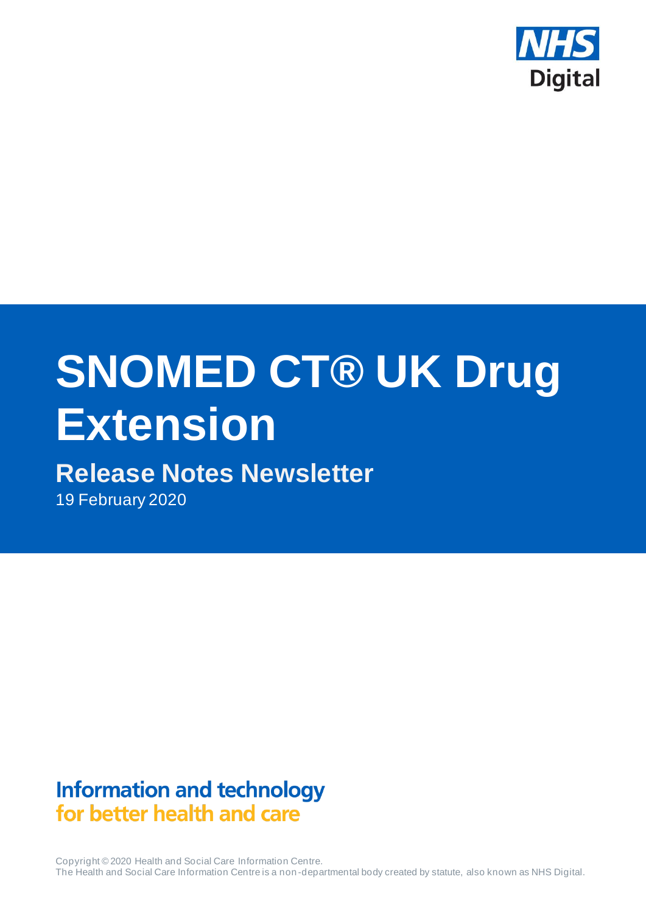NHS Digital

# SNOMED CT® UK Drug Extension

## Release Notes Newsletter

19 February 2020

Information and technology
for better health and care

Copyright © 2020 Health and Social Care Information Centre.
The Health and Social Care Information Centre is a non-departmental body created by statute, also known as NHS Digital.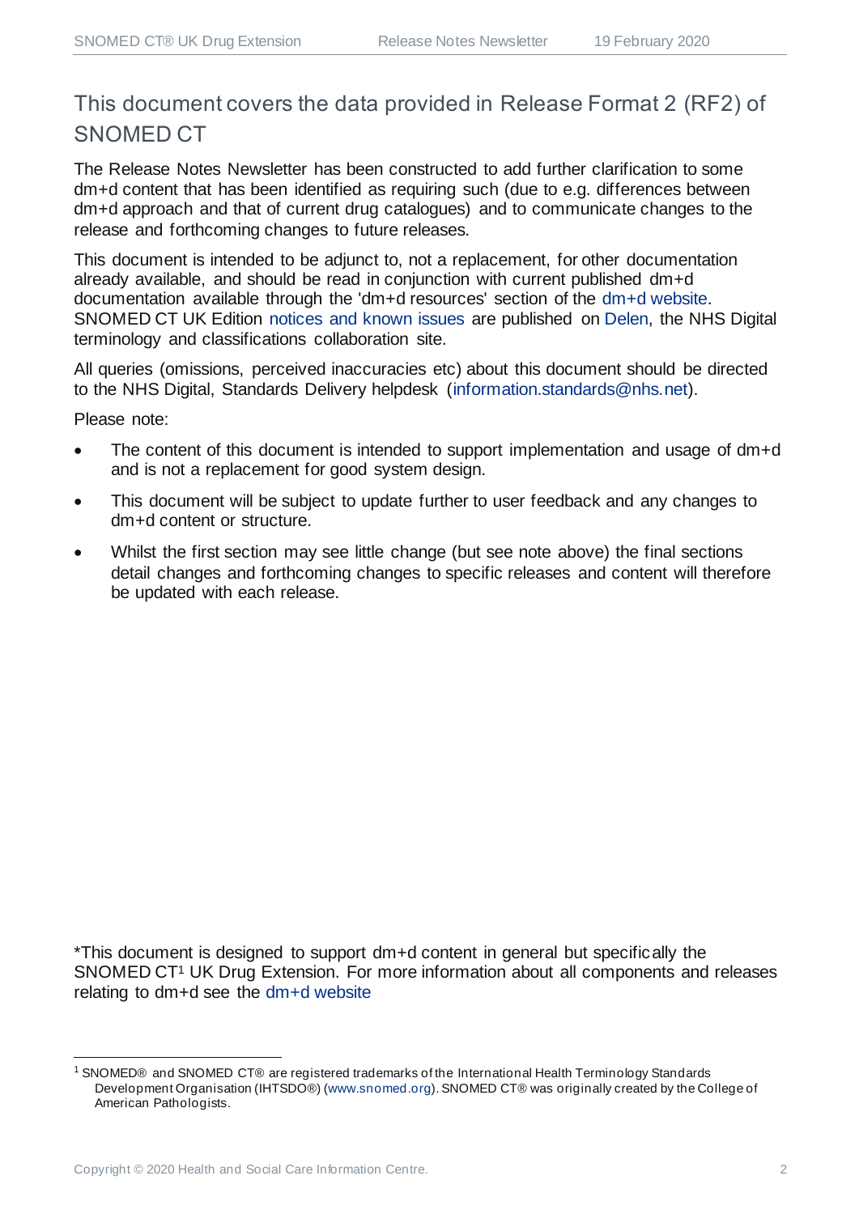## This document covers the data provided in Release Format 2 (RF2) of SNOMED CT

The Release Notes Newsletter has been constructed to add further clarification to some dm+d content that has been identified as requiring such (due to e.g. differences between dm+d approach and that of current drug catalogues) and to communicate changes to the release and forthcoming changes to future releases.

This document is intended to be adjunct to, not a replacement, for other documentation already available, and should be read in conjunction with current published dm+d documentation available through the 'dm+d resources' section of the dm+d website. SNOMED CT UK Edition notices and known issues are published on Delen, the NHS Digital terminology and classifications collaboration site.

All queries (omissions, perceived inaccuracies etc) about this document should be directed to the NHS Digital, Standards Delivery helpdesk (information.standards@nhs.net).

Please note:

- The content of this document is intended to support implementation and usage of dm+d and is not a replacement for good system design.
- This document will be subject to update further to user feedback and any changes to dm+d content or structure.
- Whilst the first section may see little change (but see note above) the final sections detail changes and forthcoming changes to specific releases and content will therefore be updated with each release.

*This document is designed to support dm+d content in general but specifically the SNOMED CT[1] UK Drug Extension. For more information about all components and releases relating to dm+d see the dm+d website

[1] SNOMED® and SNOMED CT® are registered trademarks of the International Health Terminology Standards Development Organisation (IHTSDO®) (www.snomed.org). SNOMED CT® was originally created by the College of American Pathologists.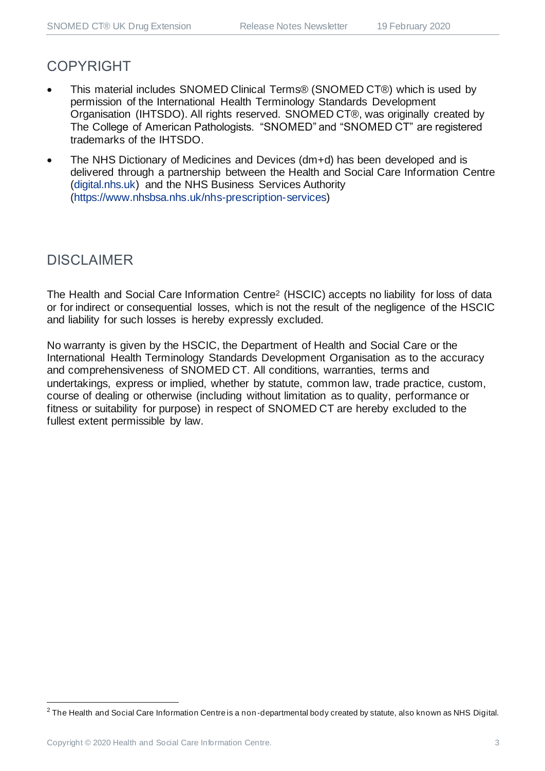## COPYRIGHT

- This material includes SNOMED Clinical Terms® (SNOMED CT®) which is used by permission of the International Health Terminology Standards Development Organisation (IHTSDO). All rights reserved. SNOMED CT®, was originally created by The College of American Pathologists. "SNOMED" and "SNOMED CT" are registered trademarks of the IHTSDO.
- The NHS Dictionary of Medicines and Devices (dm+d) has been developed and is delivered through a partnership between the Health and Social Care Information Centre (digital.nhs.uk) and the NHS Business Services Authority (https://www.nhsbsa.nhs.uk/nhs-prescription-services)

## DISCLAIMER

The Health and Social Care Information Centre[2] (HSCIC) accepts no liability for loss of data or for indirect or consequential losses, which is not the result of the negligence of the HSCIC and liability for such losses is hereby expressly excluded.

No warranty is given by the HSCIC, the Department of Health and Social Care or the International Health Terminology Standards Development Organisation as to the accuracy and comprehensiveness of SNOMED CT. All conditions, warranties, terms and undertakings, express or implied, whether by statute, common law, trade practice, custom, course of dealing or otherwise (including without limitation as to quality, performance or fitness or suitability for purpose) in respect of SNOMED CT are hereby excluded to the fullest extent permissible by law.

[2] The Health and Social Care Information Centre is a non-departmental body created by statute, also known as NHS Digital.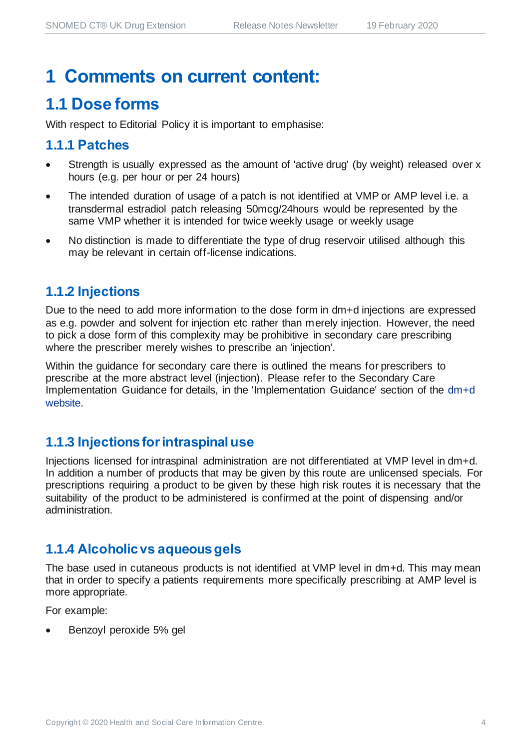# 1 Comments on current content:

## 1.1 Dose forms

With respect to Editorial Policy it is important to emphasise:

### 1.1.1 Patches

- Strength is usually expressed as the amount of 'active drug' (by weight) released over x hours (e.g. per hour or per 24 hours)
- The intended duration of usage of a patch is not identified at VMP or AMP level i.e. a transdermal estradiol patch releasing 50mcg/24hours would be represented by the same VMP whether it is intended for twice weekly usage or weekly usage
- No distinction is made to differentiate the type of drug reservoir utilised although this may be relevant in certain off-license indications.

### 1.1.2 Injections

Due to the need to add more information to the dose form in dm+d injections are expressed as e.g. powder and solvent for injection etc rather than merely injection. However, the need to pick a dose form of this complexity may be prohibitive in secondary care prescribing where the prescriber merely wishes to prescribe an 'injection'.

Within the guidance for secondary care there is outlined the means for prescribers to prescribe at the more abstract level (injection). Please refer to the Secondary Care Implementation Guidance for details, in the 'Implementation Guidance' section of the dm+d website.

### 1.1.3 Injections for intraspinal use

Injections licensed for intraspinal administration are not differentiated at VMP level in dm+d. In addition a number of products that may be given by this route are unlicensed specials. For prescriptions requiring a product to be given by these high risk routes it is necessary that the suitability of the product to be administered is confirmed at the point of dispensing and/or administration.

### 1.1.4 Alcoholic vs aqueous gels

The base used in cutaneous products is not identified at VMP level in dm+d. This may mean that in order to specify a patients requirements more specifically prescribing at AMP level is more appropriate.

For example:

- Benzoyl peroxide 5% gel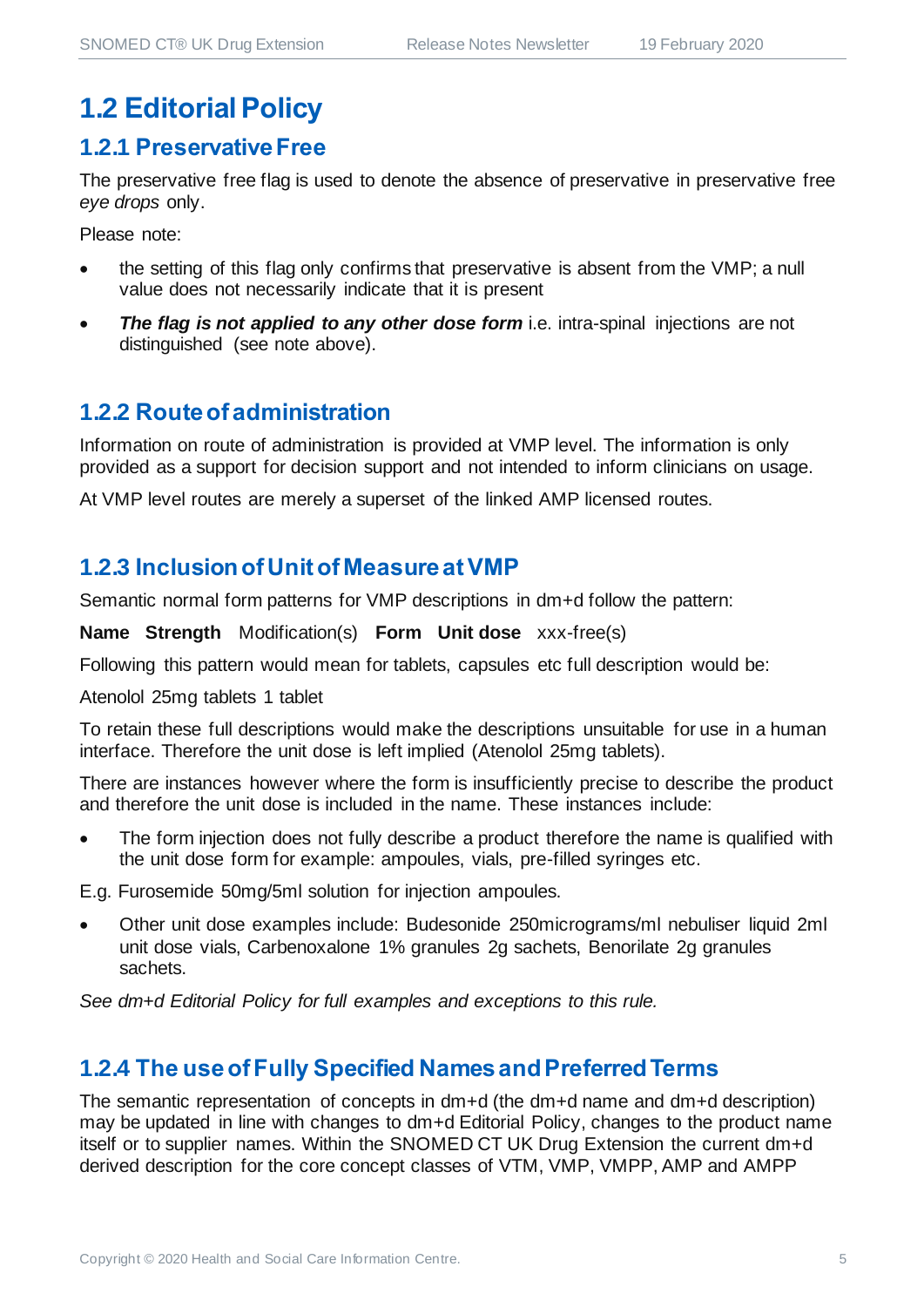# 1.2 Editorial Policy

## 1.2.1 Preservative Free

The preservative free flag is used to denote the absence of preservative in preservative free *eye drops* only.

Please note:

- the setting of this flag only confirms that preservative is absent from the VMP; a null value does not necessarily indicate that it is present
- ***The flag is not applied to any other dose form*** i.e. intra-spinal injections are not distinguished (see note above).

## 1.2.2 Route of administration

Information on route of administration is provided at VMP level. The information is only provided as a support for decision support and not intended to inform clinicians on usage.

At VMP level routes are merely a superset of the linked AMP licensed routes.

## 1.2.3 Inclusion of Unit of Measure at VMP

Semantic normal form patterns for VMP descriptions in dm+d follow the pattern:

**Name Strength** Modification(s) **Form Unit dose** xxx-free(s)

Following this pattern would mean for tablets, capsules etc full description would be:

Atenolol 25mg tablets 1 tablet

To retain these full descriptions would make the descriptions unsuitable for use in a human interface. Therefore the unit dose is left implied (Atenolol 25mg tablets).

There are instances however where the form is insufficiently precise to describe the product and therefore the unit dose is included in the name. These instances include:

- The form injection does not fully describe a product therefore the name is qualified with the unit dose form for example: ampoules, vials, pre-filled syringes etc.

E.g. Furosemide 50mg/5ml solution for injection ampoules.

- Other unit dose examples include: Budesonide 250micrograms/ml nebuliser liquid 2ml unit dose vials, Carbenoxalone 1% granules 2g sachets, Benorilate 2g granules sachets.

*See dm+d Editorial Policy for full examples and exceptions to this rule.*

## 1.2.4 The use of Fully Specified Names and Preferred Terms

The semantic representation of concepts in dm+d (the dm+d name and dm+d description) may be updated in line with changes to dm+d Editorial Policy, changes to the product name itself or to supplier names. Within the SNOMED CT UK Drug Extension the current dm+d derived description for the core concept classes of VTM, VMP, VMPP, AMP and AMPP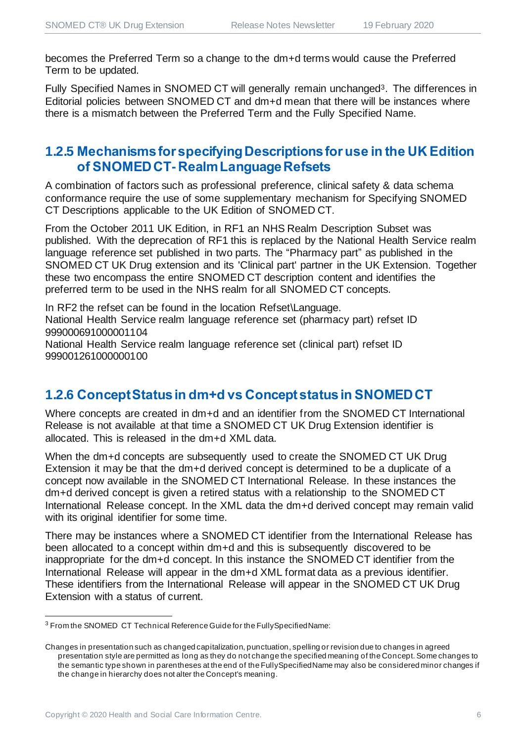becomes the Preferred Term so a change to the dm+d terms would cause the Preferred Term to be updated.

Fully Specified Names in SNOMED CT will generally remain unchanged[3]. The differences in Editorial policies between SNOMED CT and dm+d mean that there will be instances where there is a mismatch between the Preferred Term and the Fully Specified Name.

### 1.2.5 Mechanisms for specifying Descriptions for use in the UK Edition of SNOMED CT - Realm Language Refsets

A combination of factors such as professional preference, clinical safety & data schema conformance require the use of some supplementary mechanism for Specifying SNOMED CT Descriptions applicable to the UK Edition of SNOMED CT.

From the October 2011 UK Edition, in RF1 an NHS Realm Description Subset was published. With the deprecation of RF1 this is replaced by the National Health Service realm language reference set published in two parts. The "Pharmacy part" as published in the SNOMED CT UK Drug extension and its 'Clinical part' partner in the UK Extension. Together these two encompass the entire SNOMED CT description content and identifies the preferred term to be used in the NHS realm for all SNOMED CT concepts.

In RF2 the refset can be found in the location Refset\Language.
National Health Service realm language reference set (pharmacy part) refset ID 999000691000001104
National Health Service realm language reference set (clinical part) refset ID 999001261000000100

### 1.2.6 Concept Status in dm+d vs Concept status in SNOMED CT

Where concepts are created in dm+d and an identifier from the SNOMED CT International Release is not available at that time a SNOMED CT UK Drug Extension identifier is allocated. This is released in the dm+d XML data.

When the dm+d concepts are subsequently used to create the SNOMED CT UK Drug Extension it may be that the dm+d derived concept is determined to be a duplicate of a concept now available in the SNOMED CT International Release. In these instances the dm+d derived concept is given a retired status with a relationship to the SNOMED CT International Release concept. In the XML data the dm+d derived concept may remain valid with its original identifier for some time.

There may be instances where a SNOMED CT identifier from the International Release has been allocated to a concept within dm+d and this is subsequently discovered to be inappropriate for the dm+d concept. In this instance the SNOMED CT identifier from the International Release will appear in the dm+d XML format data as a previous identifier. These identifiers from the International Release will appear in the SNOMED CT UK Drug Extension with a status of current.

---

[3] From the SNOMED CT Technical Reference Guide for the FullySpecifiedName:

Changes in presentation such as changed capitalization, punctuation, spelling or revision due to changes in agreed presentation style are permitted as long as they do not change the specified meaning of the Concept. Some changes to the semantic type shown in parentheses at the end of the FullySpecifiedName may also be considered minor changes if the change in hierarchy does not alter the Concept's meaning.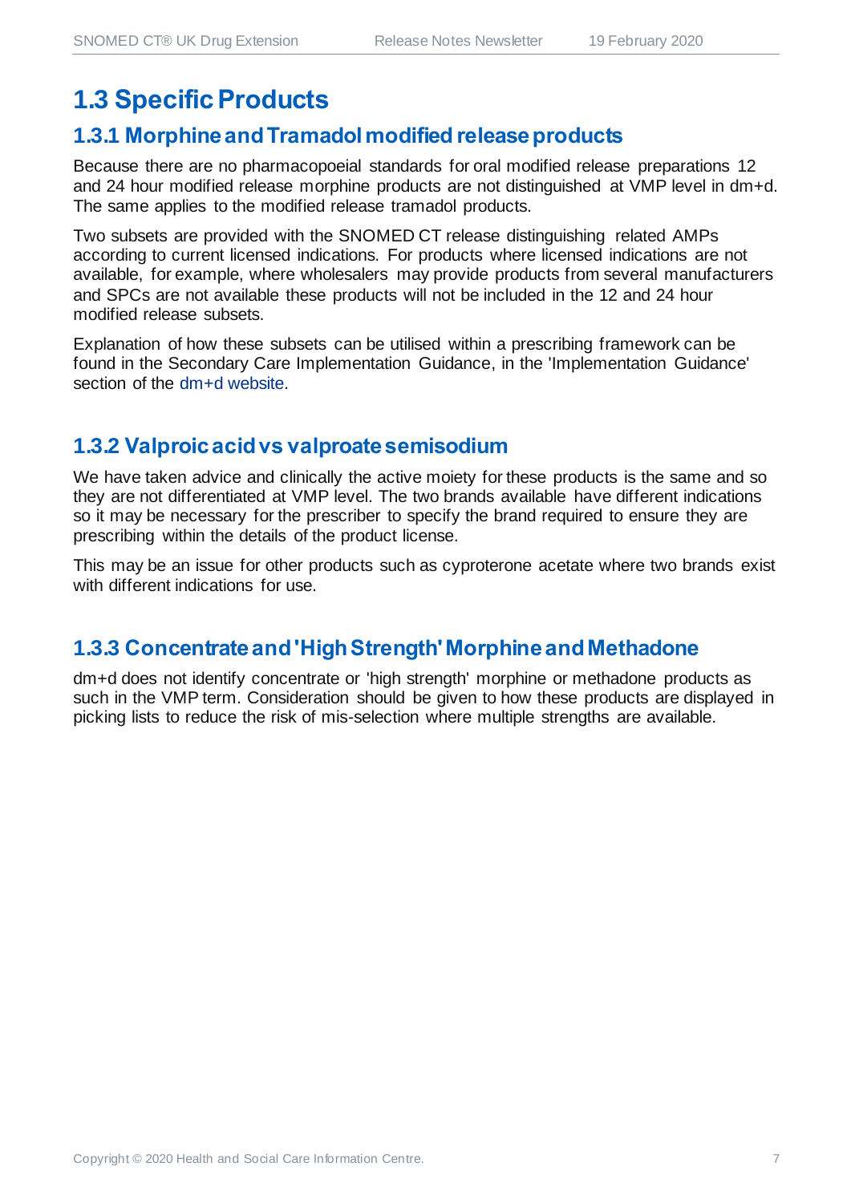# 1.3 Specific Products

## 1.3.1 Morphine and Tramadol modified release products

Because there are no pharmacopoeial standards for oral modified release preparations 12 and 24 hour modified release morphine products are not distinguished at VMP level in dm+d. The same applies to the modified release tramadol products.

Two subsets are provided with the SNOMED CT release distinguishing related AMPs according to current licensed indications. For products where licensed indications are not available, for example, where wholesalers may provide products from several manufacturers and SPCs are not available these products will not be included in the 12 and 24 hour modified release subsets.

Explanation of how these subsets can be utilised within a prescribing framework can be found in the Secondary Care Implementation Guidance, in the 'Implementation Guidance' section of the dm+d website.

## 1.3.2 Valproic acid vs valproate semisodium

We have taken advice and clinically the active moiety for these products is the same and so they are not differentiated at VMP level. The two brands available have different indications so it may be necessary for the prescriber to specify the brand required to ensure they are prescribing within the details of the product license.

This may be an issue for other products such as cyproterone acetate where two brands exist with different indications for use.

## 1.3.3 Concentrate and 'High Strength' Morphine and Methadone

dm+d does not identify concentrate or 'high strength' morphine or methadone products as such in the VMP term. Consideration should be given to how these products are displayed in picking lists to reduce the risk of mis-selection where multiple strengths are available.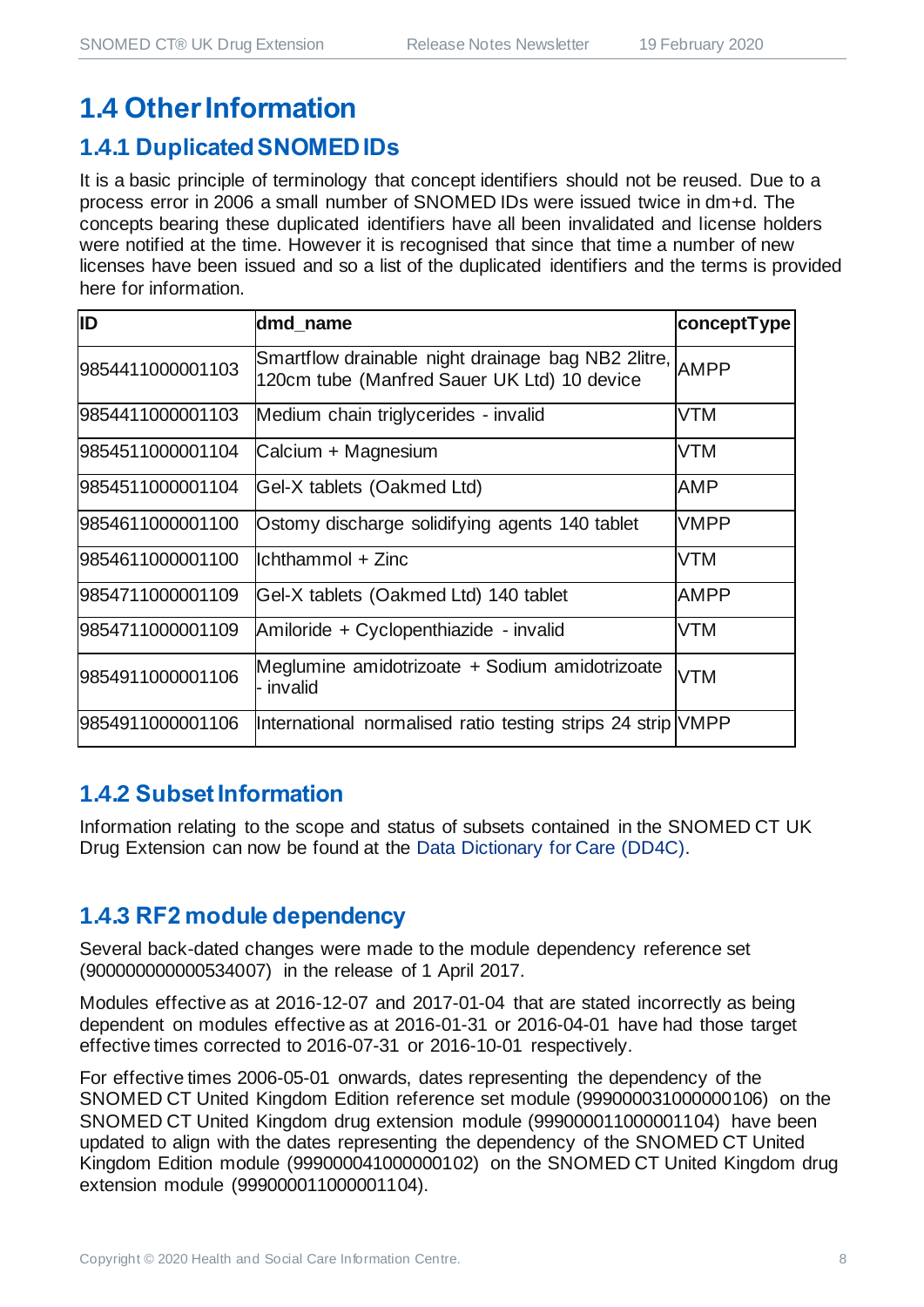# 1.4 Other Information

## 1.4.1 Duplicated SNOMED IDs

It is a basic principle of terminology that concept identifiers should not be reused. Due to a process error in 2006 a small number of SNOMED IDs were issued twice in dm+d. The concepts bearing these duplicated identifiers have all been invalidated and license holders were notified at the time. However it is recognised that since that time a number of new licenses have been issued and so a list of the duplicated identifiers and the terms is provided here for information.

| ID | dmd_name | conceptType |
|---|---|---|
| 9854411000001103 | Smartflow drainable night drainage bag NB2 2litre, 120cm tube (Manfred Sauer UK Ltd) 10 device | AMPP |
| 9854411000001103 | Medium chain triglycerides - invalid | VTM |
| 9854511000001104 | Calcium + Magnesium | VTM |
| 9854511000001104 | Gel-X tablets (Oakmed Ltd) | AMP |
| 9854611000001100 | Ostomy discharge solidifying agents 140 tablet | VMPP |
| 9854611000001100 | Ichthammol + Zinc | VTM |
| 9854711000001109 | Gel-X tablets (Oakmed Ltd) 140 tablet | AMPP |
| 9854711000001109 | Amiloride + Cyclopenthiazide - invalid | VTM |
| 9854911000001106 | Meglumine amidotrizoate + Sodium amidotrizoate - invalid | VTM |
| 9854911000001106 | International normalised ratio testing strips 24 strip | VMPP |

## 1.4.2 Subset Information

Information relating to the scope and status of subsets contained in the SNOMED CT UK Drug Extension can now be found at the Data Dictionary for Care (DD4C).

## 1.4.3 RF2 module dependency

Several back-dated changes were made to the module dependency reference set (900000000000534007) in the release of 1 April 2017.

Modules effective as at 2016-12-07 and 2017-01-04 that are stated incorrectly as being dependent on modules effective as at 2016-01-31 or 2016-04-01 have had those target effective times corrected to 2016-07-31 or 2016-10-01 respectively.

For effective times 2006-05-01 onwards, dates representing the dependency of the SNOMED CT United Kingdom Edition reference set module (999000031000000106) on the SNOMED CT United Kingdom drug extension module (999000011000001104) have been updated to align with the dates representing the dependency of the SNOMED CT United Kingdom Edition module (999000041000000102) on the SNOMED CT United Kingdom drug extension module (999000011000001104).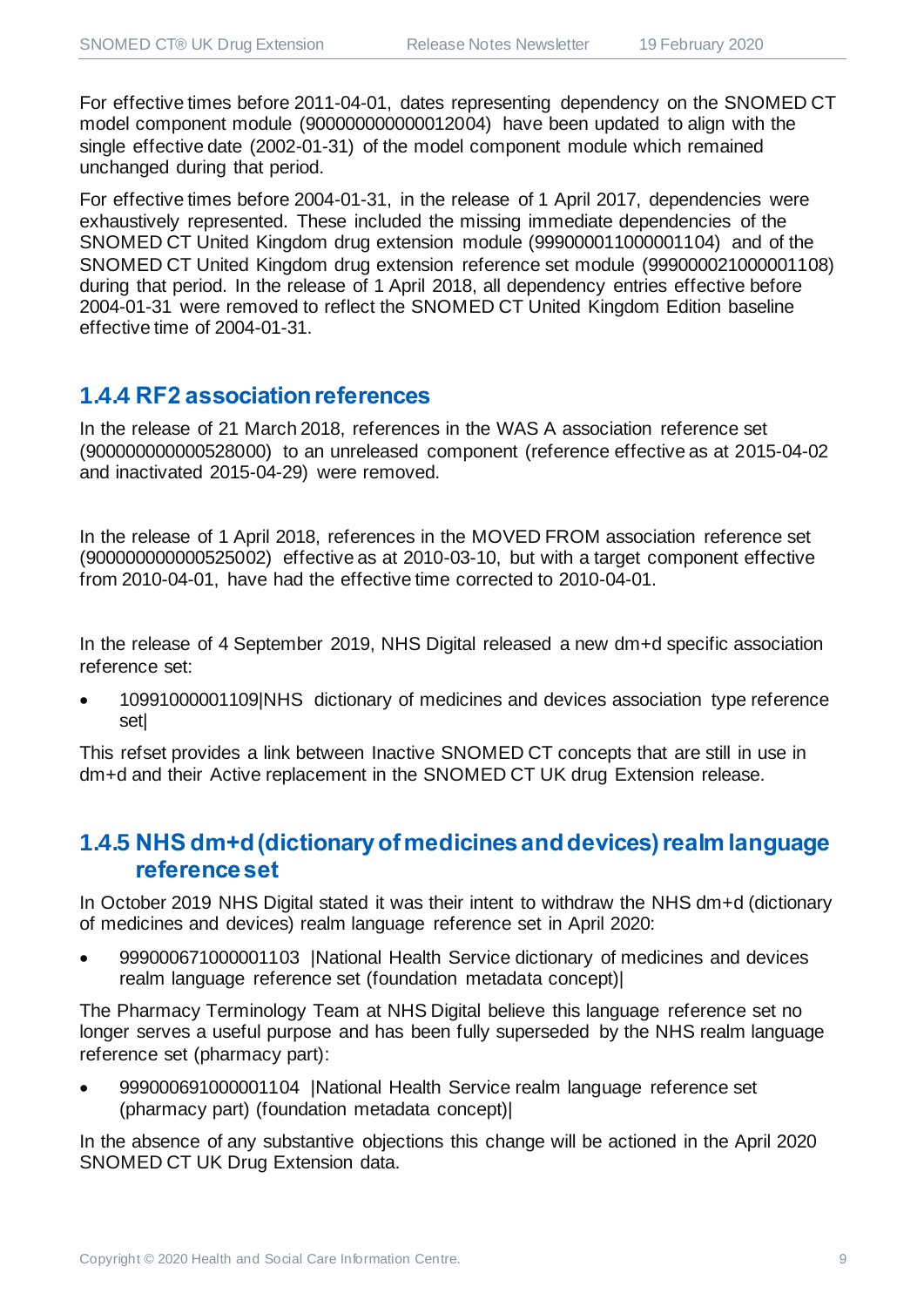For effective times before 2011-04-01, dates representing dependency on the SNOMED CT model component module (900000000000012004) have been updated to align with the single effective date (2002-01-31) of the model component module which remained unchanged during that period.

For effective times before 2004-01-31, in the release of 1 April 2017, dependencies were exhaustively represented. These included the missing immediate dependencies of the SNOMED CT United Kingdom drug extension module (999000011000001104) and of the SNOMED CT United Kingdom drug extension reference set module (999000021000001108) during that period. In the release of 1 April 2018, all dependency entries effective before 2004-01-31 were removed to reflect the SNOMED CT United Kingdom Edition baseline effective time of 2004-01-31.

### 1.4.4 RF2 association references

In the release of 21 March 2018, references in the WAS A association reference set (900000000000528000) to an unreleased component (reference effective as at 2015-04-02 and inactivated 2015-04-29) were removed.

In the release of 1 April 2018, references in the MOVED FROM association reference set (900000000000525002) effective as at 2010-03-10, but with a target component effective from 2010-04-01, have had the effective time corrected to 2010-04-01.

In the release of 4 September 2019, NHS Digital released a new dm+d specific association reference set:

- 10991000001109|NHS dictionary of medicines and devices association type reference set|

This refset provides a link between Inactive SNOMED CT concepts that are still in use in dm+d and their Active replacement in the SNOMED CT UK drug Extension release.

### 1.4.5 NHS dm+d (dictionary of medicines and devices) realm language reference set

In October 2019 NHS Digital stated it was their intent to withdraw the NHS dm+d (dictionary of medicines and devices) realm language reference set in April 2020:

- 999000671000001103 |National Health Service dictionary of medicines and devices realm language reference set (foundation metadata concept)|

The Pharmacy Terminology Team at NHS Digital believe this language reference set no longer serves a useful purpose and has been fully superseded by the NHS realm language reference set (pharmacy part):

- 999000691000001104 |National Health Service realm language reference set (pharmacy part) (foundation metadata concept)|

In the absence of any substantive objections this change will be actioned in the April 2020 SNOMED CT UK Drug Extension data.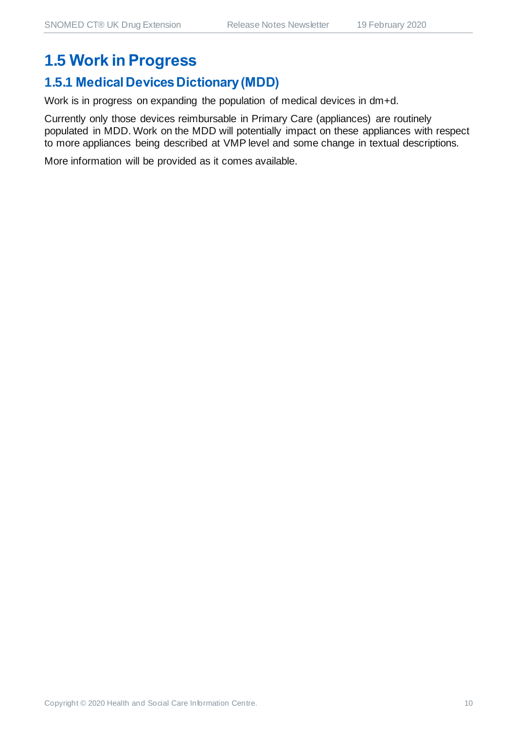## 1.5 Work in Progress

### 1.5.1 Medical Devices Dictionary (MDD)

Work is in progress on expanding the population of medical devices in dm+d.

Currently only those devices reimbursable in Primary Care (appliances) are routinely populated in MDD. Work on the MDD will potentially impact on these appliances with respect to more appliances being described at VMP level and some change in textual descriptions.

More information will be provided as it comes available.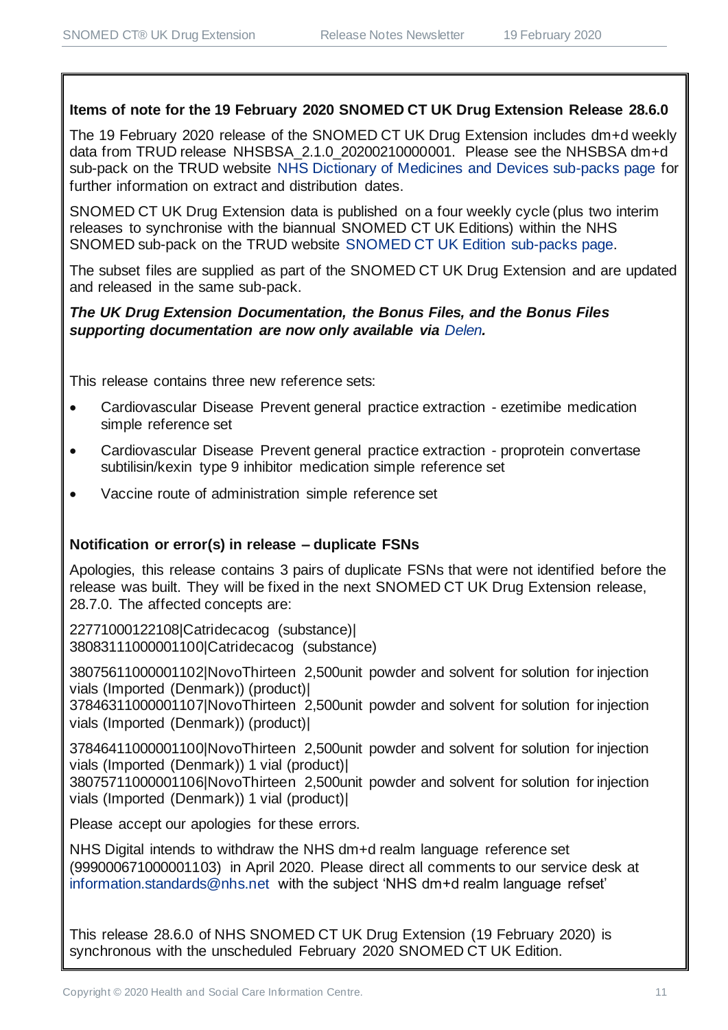**Items of note for the 19 February 2020 SNOMED CT UK Drug Extension Release 28.6.0**

The 19 February 2020 release of the SNOMED CT UK Drug Extension includes dm+d weekly data from TRUD release NHSBSA_2.1.0_20200210000001. Please see the NHSBSA dm+d sub-pack on the TRUD website NHS Dictionary of Medicines and Devices sub-packs page for further information on extract and distribution dates.

SNOMED CT UK Drug Extension data is published on a four weekly cycle (plus two interim releases to synchronise with the biannual SNOMED CT UK Editions) within the NHS SNOMED sub-pack on the TRUD website SNOMED CT UK Edition sub-packs page.

The subset files are supplied as part of the SNOMED CT UK Drug Extension and are updated and released in the same sub-pack.

***The UK Drug Extension Documentation, the Bonus Files, and the Bonus Files supporting documentation are now only available via Delen.***

This release contains three new reference sets:

- Cardiovascular Disease Prevent general practice extraction - ezetimibe medication simple reference set
- Cardiovascular Disease Prevent general practice extraction - proprotein convertase subtilisin/kexin type 9 inhibitor medication simple reference set
- Vaccine route of administration simple reference set

**Notification or error(s) in release – duplicate FSNs**

Apologies, this release contains 3 pairs of duplicate FSNs that were not identified before the release was built. They will be fixed in the next SNOMED CT UK Drug Extension release, 28.7.0. The affected concepts are:

22771000122108|Catridecacog (substance)|
38083111000001100|Catridecacog (substance)

38075611000001102|NovoThirteen 2,500unit powder and solvent for solution for injection vials (Imported (Denmark)) (product)|
37846311000001107|NovoThirteen 2,500unit powder and solvent for solution for injection vials (Imported (Denmark)) (product)|

37846411000001100|NovoThirteen 2,500unit powder and solvent for solution for injection vials (Imported (Denmark)) 1 vial (product)|
38075711000001106|NovoThirteen 2,500unit powder and solvent for solution for injection vials (Imported (Denmark)) 1 vial (product)|

Please accept our apologies for these errors.

NHS Digital intends to withdraw the NHS dm+d realm language reference set (999000671000001103) in April 2020. Please direct all comments to our service desk at information.standards@nhs.net with the subject 'NHS dm+d realm language refset'

This release 28.6.0 of NHS SNOMED CT UK Drug Extension (19 February 2020) is synchronous with the unscheduled February 2020 SNOMED CT UK Edition.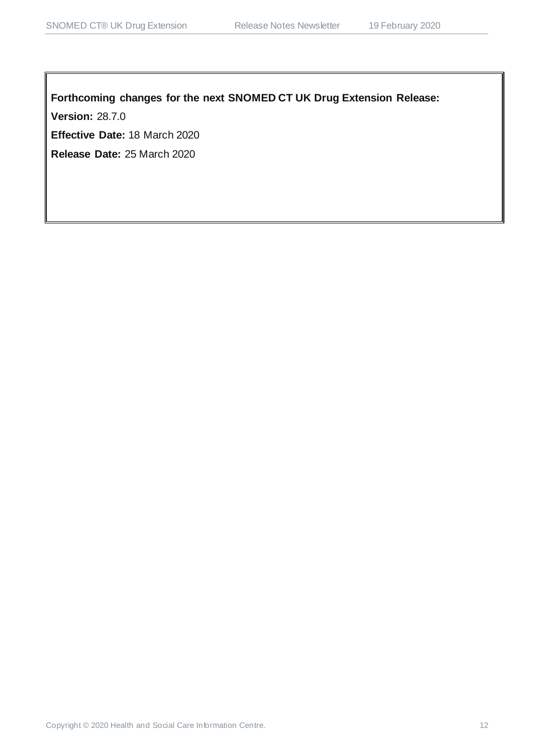**Forthcoming changes for the next SNOMED CT UK Drug Extension Release:**

**Version:** 28.7.0

**Effective Date:** 18 March 2020

**Release Date:** 25 March 2020